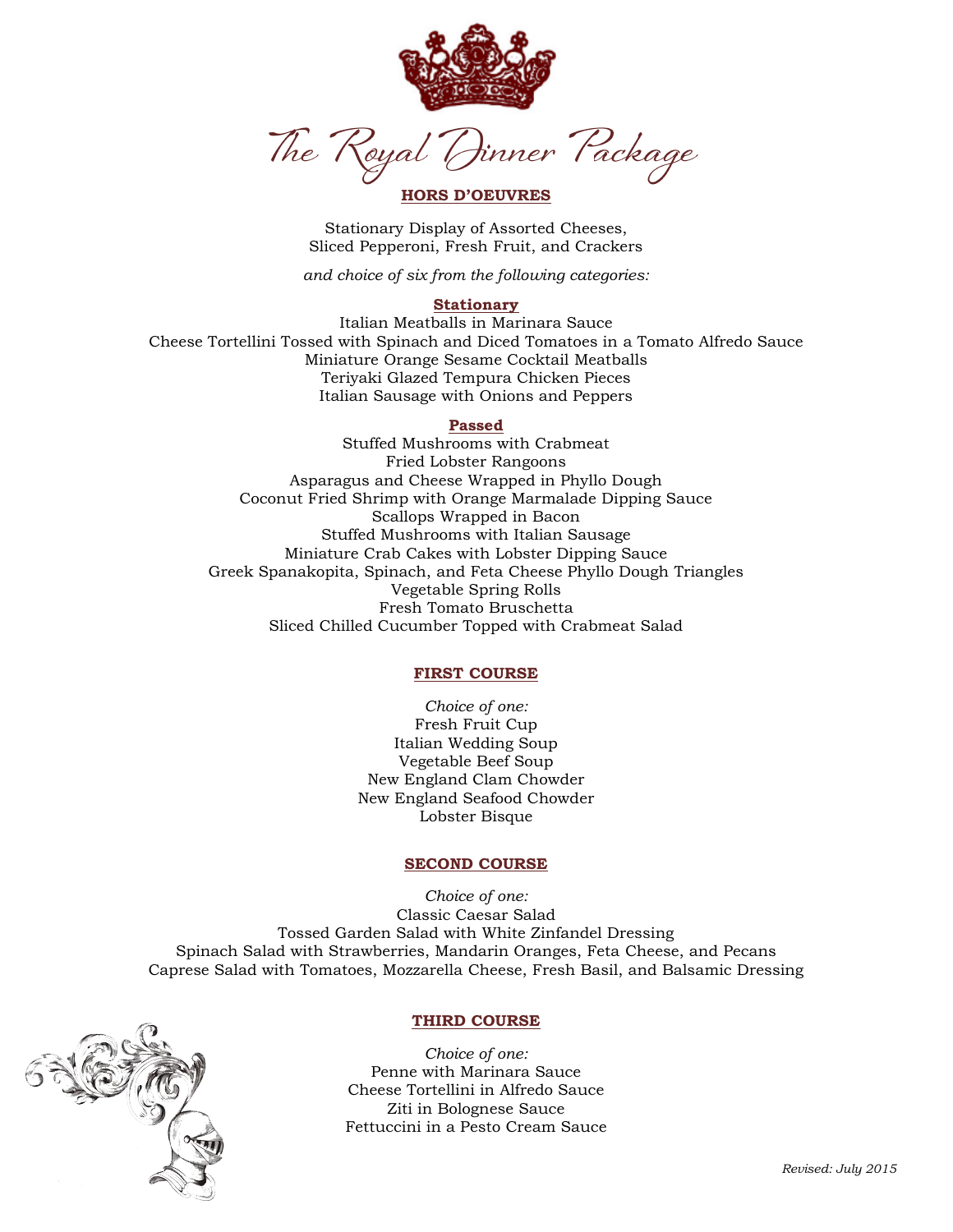# The Royal Dinner Package

## HORS D'OEUVRES

Stationary Display of Assorted Cheeses,
Sliced Pepperoni, Fresh Fruit, and Crackers

*and choice of six from the following categories:*

### Stationary

Italian Meatballs in Marinara Sauce
Cheese Tortellini Tossed with Spinach and Diced Tomatoes in a Tomato Alfredo Sauce
Miniature Orange Sesame Cocktail Meatballs
Teriyaki Glazed Tempura Chicken Pieces
Italian Sausage with Onions and Peppers

### Passed

Stuffed Mushrooms with Crabmeat
Fried Lobster Rangoons
Asparagus and Cheese Wrapped in Phyllo Dough
Coconut Fried Shrimp with Orange Marmalade Dipping Sauce
Scallops Wrapped in Bacon
Stuffed Mushrooms with Italian Sausage
Miniature Crab Cakes with Lobster Dipping Sauce
Greek Spanakopita, Spinach, and Feta Cheese Phyllo Dough Triangles
Vegetable Spring Rolls
Fresh Tomato Bruschetta
Sliced Chilled Cucumber Topped with Crabmeat Salad

## FIRST COURSE

*Choice of one:*
Fresh Fruit Cup
Italian Wedding Soup
Vegetable Beef Soup
New England Clam Chowder
New England Seafood Chowder
Lobster Bisque

## SECOND COURSE

*Choice of one:*
Classic Caesar Salad
Tossed Garden Salad with White Zinfandel Dressing
Spinach Salad with Strawberries, Mandarin Oranges, Feta Cheese, and Pecans
Caprese Salad with Tomatoes, Mozzarella Cheese, Fresh Basil, and Balsamic Dressing

## THIRD COURSE

*Choice of one:*
Penne with Marinara Sauce
Cheese Tortellini in Alfredo Sauce
Ziti in Bolognese Sauce
Fettuccini in a Pesto Cream Sauce

*Revised: July 2015*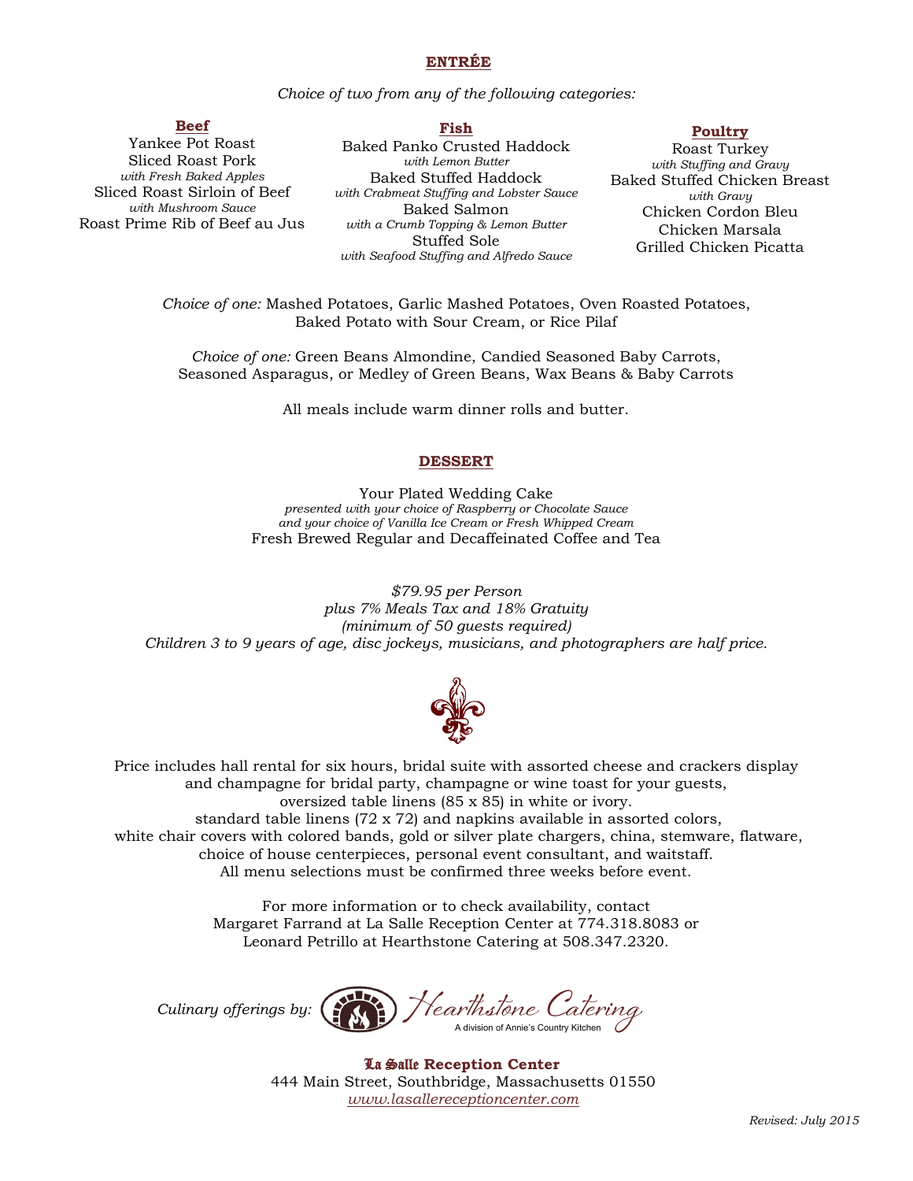## **ENTRÉE**

*Choice of two from any of the following categories:*

### **Beef**

Yankee Pot Roast
Sliced Roast Pork
*with Fresh Baked Apples*
Sliced Roast Sirloin of Beef
*with Mushroom Sauce*
Roast Prime Rib of Beef au Jus

### **Fish**

Baked Panko Crusted Haddock
*with Lemon Butter*
Baked Stuffed Haddock
*with Crabmeat Stuffing and Lobster Sauce*
Baked Salmon
*with a Crumb Topping & Lemon Butter*
Stuffed Sole
*with Seafood Stuffing and Alfredo Sauce*

### **Poultry**

Roast Turkey
*with Stuffing and Gravy*
Baked Stuffed Chicken Breast
*with Gravy*
Chicken Cordon Bleu
Chicken Marsala
Grilled Chicken Picatta

*Choice of one:* Mashed Potatoes, Garlic Mashed Potatoes, Oven Roasted Potatoes, Baked Potato with Sour Cream, or Rice Pilaf

*Choice of one:* Green Beans Almondine, Candied Seasoned Baby Carrots, Seasoned Asparagus, or Medley of Green Beans, Wax Beans & Baby Carrots

All meals include warm dinner rolls and butter.

## **DESSERT**

Your Plated Wedding Cake
*presented with your choice of Raspberry or Chocolate Sauce*
*and your choice of Vanilla Ice Cream or Fresh Whipped Cream*
Fresh Brewed Regular and Decaffeinated Coffee and Tea

*$79.95 per Person*
*plus 7% Meals Tax and 18% Gratuity*
*(minimum of 50 guests required)*
*Children 3 to 9 years of age, disc jockeys, musicians, and photographers are half price.*

Price includes hall rental for six hours, bridal suite with assorted cheese and crackers display and champagne for bridal party, champagne or wine toast for your guests, oversized table linens (85 x 85) in white or ivory. standard table linens (72 x 72) and napkins available in assorted colors, white chair covers with colored bands, gold or silver plate chargers, china, stemware, flatware, choice of house centerpieces, personal event consultant, and waitstaff. All menu selections must be confirmed three weeks before event.

For more information or to check availability, contact
Margaret Farrand at La Salle Reception Center at 774.318.8083 or
Leonard Petrillo at Hearthstone Catering at 508.347.2320.

*Culinary offerings by:* Hearthstone Catering
A division of Annie's Country Kitchen

**La Salle Reception Center**
444 Main Street, Southbridge, Massachusetts 01550
www.lasallereceptioncenter.com

*Revised: July 2015*